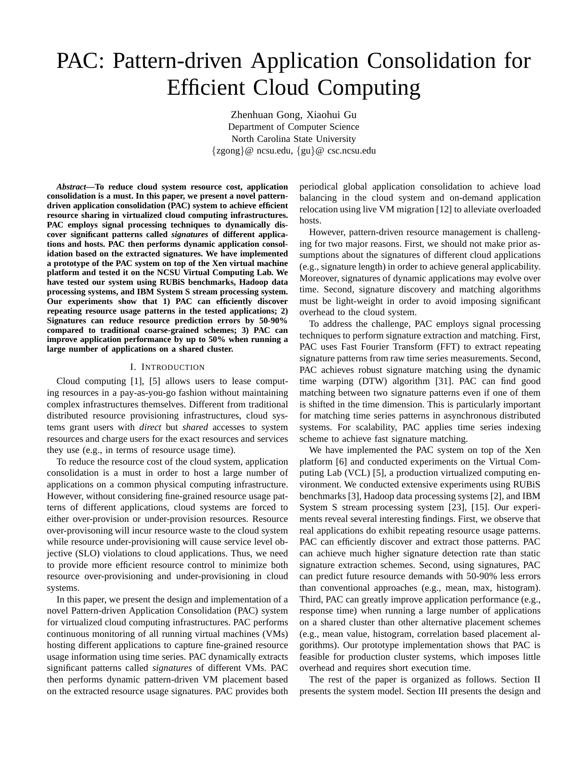# PAC: Pattern-driven Application Consolidation for Efficient Cloud Computing

Zhenhuan Gong, Xiaohui Gu
Department of Computer Science
North Carolina State University
{zgong}@ ncsu.edu, {gu}@ csc.ncsu.edu

***Abstract*—To reduce cloud system resource cost, application consolidation is a must. In this paper, we present a novel pattern-driven application consolidation (PAC) system to achieve efficient resource sharing in virtualized cloud computing infrastructures. PAC employs signal processing techniques to dynamically discover significant patterns called *signatures* of different applications and hosts. PAC then performs dynamic application consolidation based on the extracted signatures. We have implemented a prototype of the PAC system on top of the Xen virtual machine platform and tested it on the NCSU Virtual Computing Lab. We have tested our system using RUBiS benchmarks, Hadoop data processing systems, and IBM System S stream processing system. Our experiments show that 1) PAC can efficiently discover repeating resource usage patterns in the tested applications; 2) Signatures can reduce resource prediction errors by 50-90% compared to traditional coarse-grained schemes; 3) PAC can improve application performance by up to 50% when running a large number of applications on a shared cluster.**

## I. Introduction

Cloud computing [1], [5] allows users to lease computing resources in a pay-as-you-go fashion without maintaining complex infrastructures themselves. Different from traditional distributed resource provisioning infrastructures, cloud systems grant users with *direct* but *shared* accesses to system resources and charge users for the exact resources and services they use (e.g., in terms of resource usage time).

To reduce the resource cost of the cloud system, application consolidation is a must in order to host a large number of applications on a common physical computing infrastructure. However, without considering fine-grained resource usage patterns of different applications, cloud systems are forced to either over-provision or under-provision resources. Resource over-provisoning will incur resource waste to the cloud system while resource under-provisioning will cause service level objective (SLO) violations to cloud applications. Thus, we need to provide more efficient resource control to minimize both resource over-provisioning and under-provisioning in cloud systems.

In this paper, we present the design and implementation of a novel Pattern-driven Application Consolidation (PAC) system for virtualized cloud computing infrastructures. PAC performs continuous monitoring of all running virtual machines (VMs) hosting different applications to capture fine-grained resource usage information using time series. PAC dynamically extracts significant patterns called *signatures* of different VMs. PAC then performs dynamic pattern-driven VM placement based on the extracted resource usage signatures. PAC provides both periodical global application consolidation to achieve load balancing in the cloud system and on-demand application relocation using live VM migration [12] to alleviate overloaded hosts.

However, pattern-driven resource management is challenging for two major reasons. First, we should not make prior assumptions about the signatures of different cloud applications (e.g., signature length) in order to achieve general applicability. Moreover, signatures of dynamic applications may evolve over time. Second, signature discovery and matching algorithms must be light-weight in order to avoid imposing significant overhead to the cloud system.

To address the challenge, PAC employs signal processing techniques to perform signature extraction and matching. First, PAC uses Fast Fourier Transform (FFT) to extract repeating signature patterns from raw time series measurements. Second, PAC achieves robust signature matching using the dynamic time warping (DTW) algorithm [31]. PAC can find good matching between two signature patterns even if one of them is shifted in the time dimension. This is particularly important for matching time series patterns in asynchronous distributed systems. For scalability, PAC applies time series indexing scheme to achieve fast signature matching.

We have implemented the PAC system on top of the Xen platform [6] and conducted experiments on the Virtual Computing Lab (VCL) [5], a production virtualized computing environment. We conducted extensive experiments using RUBiS benchmarks [3], Hadoop data processing systems [2], and IBM System S stream processing system [23], [15]. Our experiments reveal several interesting findings. First, we observe that real applications do exhibit repeating resource usage patterns. PAC can efficiently discover and extract those patterns. PAC can achieve much higher signature detection rate than static signature extraction schemes. Second, using signatures, PAC can predict future resource demands with 50-90% less errors than conventional approaches (e.g., mean, max, histogram). Third, PAC can greatly improve application performance (e.g., response time) when running a large number of applications on a shared cluster than other alternative placement schemes (e.g., mean value, histogram, correlation based placement algorithms). Our prototype implementation shows that PAC is feasible for production cluster systems, which imposes little overhead and requires short execution time.

The rest of the paper is organized as follows. Section II presents the system model. Section III presents the design and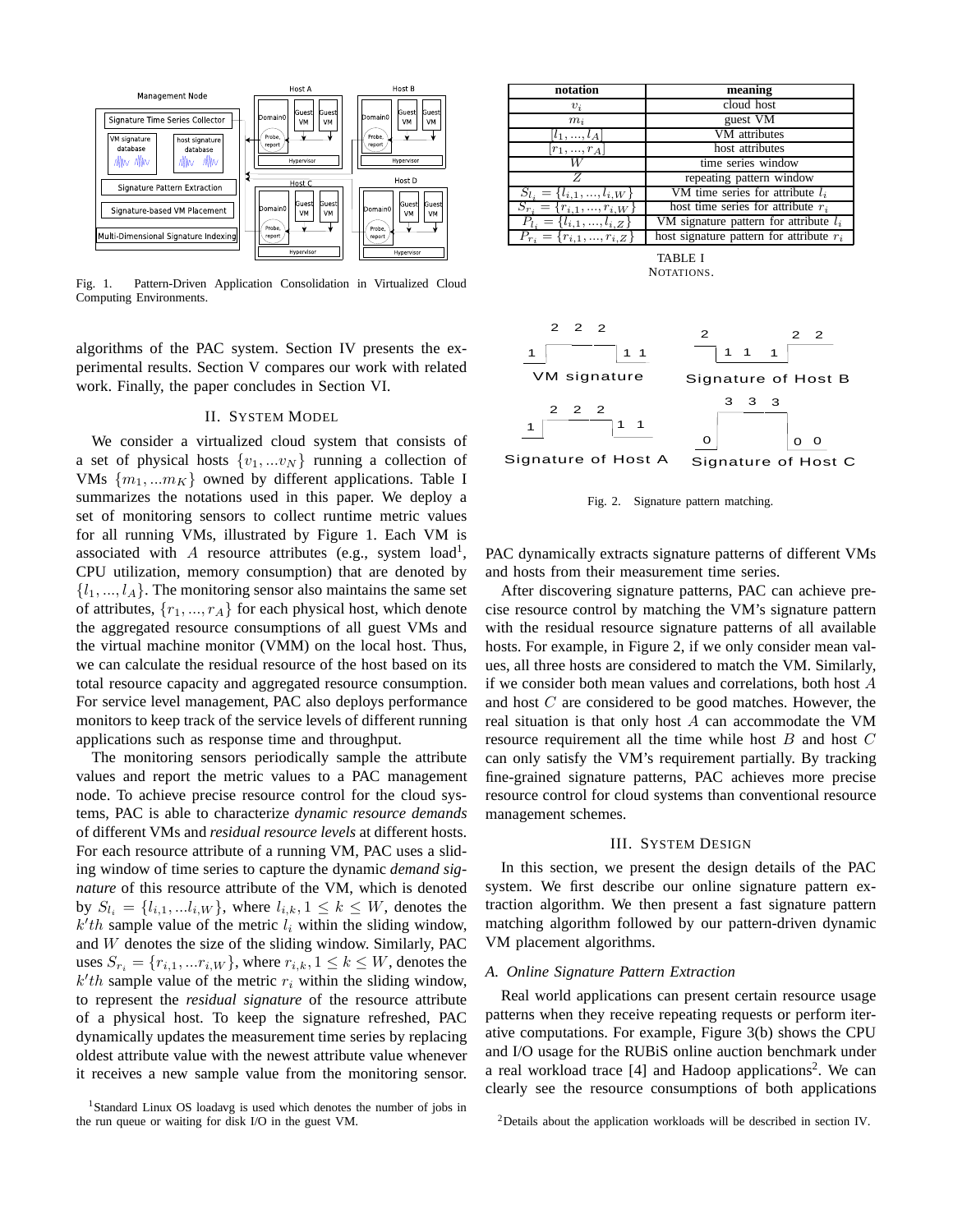Fig. 1. Pattern-Driven Application Consolidation in Virtualized Cloud Computing Environments.

algorithms of the PAC system. Section IV presents the experimental results. Section V compares our work with related work. Finally, the paper concludes in Section VI.

## II. System Model

We consider a virtualized cloud system that consists of a set of physical hosts $\{v_1, ...v_N\}$ running a collection of VMs $\{m_1, ...m_K\}$ owned by different applications. Table I summarizes the notations used in this paper. We deploy a set of monitoring sensors to collect runtime metric values for all running VMs, illustrated by Figure 1. Each VM is associated with $A$ resource attributes (e.g., system load[1], CPU utilization, memory consumption) that are denoted by $\{l_1, ..., l_A\}$. The monitoring sensor also maintains the same set of attributes, $\{r_1, ..., r_A\}$ for each physical host, which denote the aggregated resource consumptions of all guest VMs and the virtual machine monitor (VMM) on the local host. Thus, we can calculate the residual resource of the host based on its total resource capacity and aggregated resource consumption. For service level management, PAC also deploys performance monitors to keep track of the service levels of different running applications such as response time and throughput.

The monitoring sensors periodically sample the attribute values and report the metric values to a PAC management node. To achieve precise resource control for the cloud systems, PAC is able to characterize *dynamic resource demands* of different VMs and *residual resource levels* at different hosts. For each resource attribute of a running VM, PAC uses a sliding window of time series to capture the dynamic *demand signature* of this resource attribute of the VM, which is denoted by $S_{l_i} = \{l_{i,1}, ...l_{i,W}\}$, where $l_{i,k}, 1 \le k \le W$, denotes the $k'th$ sample value of the metric $l_i$ within the sliding window, and $W$ denotes the size of the sliding window. Similarly, PAC uses $S_{r_i} = \{r_{i,1}, ...r_{i,W}\}$, where $r_{i,k}, 1 \le k \le W$, denotes the $k'th$ sample value of the metric $r_i$ within the sliding window, to represent the *residual signature* of the resource attribute of a physical host. To keep the signature refreshed, PAC dynamically updates the measurement time series by replacing oldest attribute value with the newest attribute value whenever it receives a new sample value from the monitoring sensor.

[1]Standard Linux OS loadavg is used which denotes the number of jobs in the run queue or waiting for disk I/O in the guest VM.

| notation | meaning |
|---|---|
| $v_i$ | cloud host |
| $m_i$ | guest VM |
| $[l_1, ..., l_A]$ | VM attributes |
| $[r_1, ..., r_A]$ | host attributes |
| $W$ | time series window |
| $Z$ | repeating pattern window |
| $S_{l_i} = \{l_{i,1}, ..., l_{i,W}\}$ | VM time series for attribute $l_i$ |
| $S_{r_i} = \{r_{i,1}, ..., r_{i,W}\}$ | host time series for attribute $r_i$ |
| $P_{l_i} = \{l_{i,1}, ..., l_{i,Z}\}$ | VM signature pattern for attribute $l_i$ |
| $P_{r_i} = \{r_{i,1}, ..., r_{i,Z}\}$ | host signature pattern for attribute $r_i$ |

TABLE I
NOTATIONS.

Fig. 2. Signature pattern matching.

PAC dynamically extracts signature patterns of different VMs and hosts from their measurement time series.

After discovering signature patterns, PAC can achieve precise resource control by matching the VM's signature pattern with the residual resource signature patterns of all available hosts. For example, in Figure 2, if we only consider mean values, all three hosts are considered to match the VM. Similarly, if we consider both mean values and correlations, both host $A$ and host $C$ are considered to be good matches. However, the real situation is that only host $A$ can accommodate the VM resource requirement all the time while host $B$ and host $C$ can only satisfy the VM's requirement partially. By tracking fine-grained signature patterns, PAC achieves more precise resource control for cloud systems than conventional resource management schemes.

## III. System Design

In this section, we present the design details of the PAC system. We first describe our online signature pattern extraction algorithm. We then present a fast signature pattern matching algorithm followed by our pattern-driven dynamic VM placement algorithms.

### A. Online Signature Pattern Extraction

Real world applications can present certain resource usage patterns when they receive repeating requests or perform iterative computations. For example, Figure 3(b) shows the CPU and I/O usage for the RUBiS online auction benchmark under a real workload trace [4] and Hadoop applications[2]. We can clearly see the resource consumptions of both applications

[2]Details about the application workloads will be described in section IV.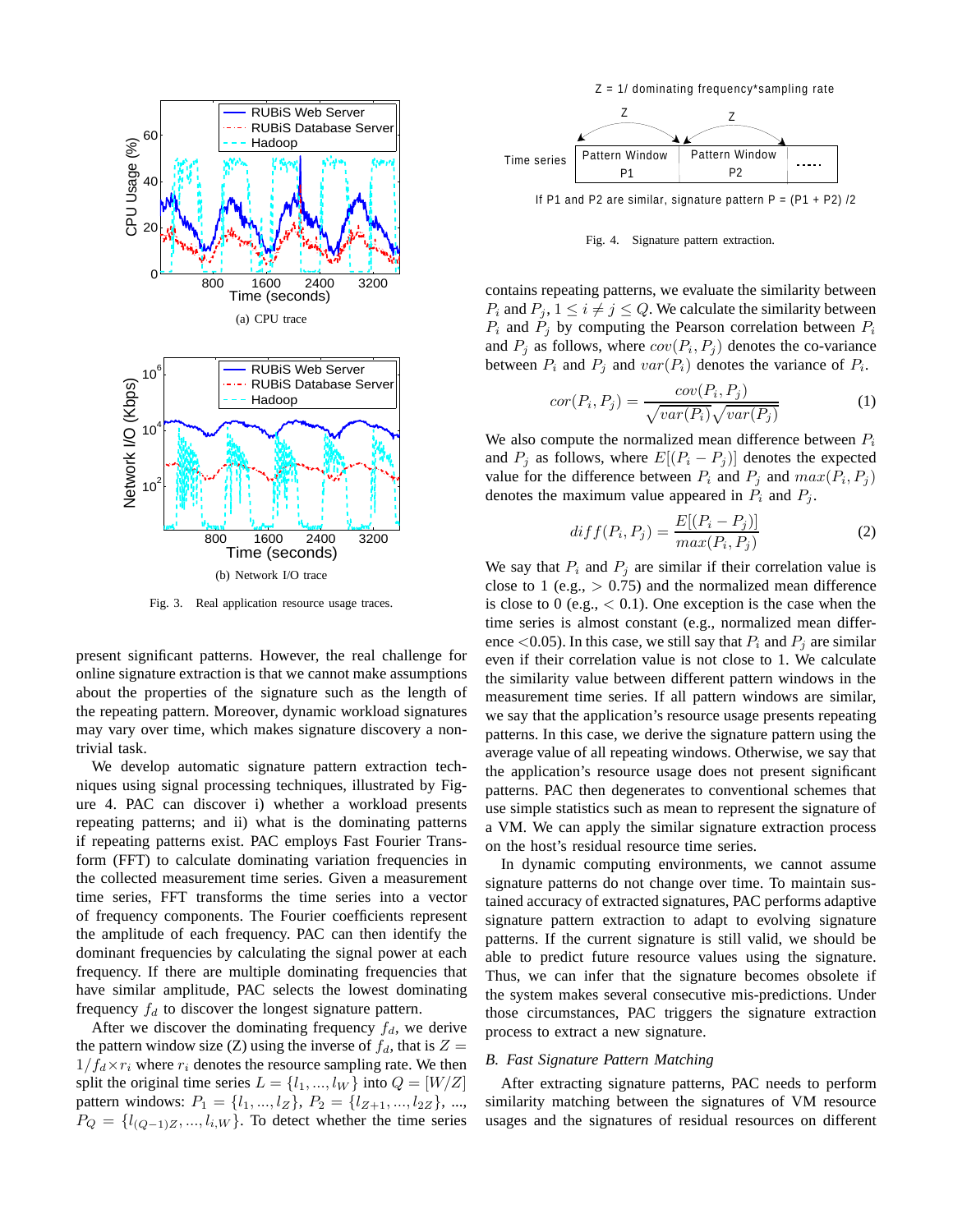Fig. 3. Real application resource usage traces.

(a) CPU trace

(b) Network I/O trace

present significant patterns. However, the real challenge for online signature extraction is that we cannot make assumptions about the properties of the signature such as the length of the repeating pattern. Moreover, dynamic workload signatures may vary over time, which makes signature discovery a non-trivial task.

We develop automatic signature pattern extraction techniques using signal processing techniques, illustrated by Figure 4. PAC can discover i) whether a workload presents repeating patterns; and ii) what is the dominating patterns if repeating patterns exist. PAC employs Fast Fourier Transform (FFT) to calculate dominating variation frequencies in the collected measurement time series. Given a measurement time series, FFT transforms the time series into a vector of frequency components. The Fourier coefficients represent the amplitude of each frequency. PAC can then identify the dominant frequencies by calculating the signal power at each frequency. If there are multiple dominating frequencies that have similar amplitude, PAC selects the lowest dominating frequency $f_d$ to discover the longest signature pattern.

After we discover the dominating frequency $f_d$, we derive the pattern window size (Z) using the inverse of $f_d$, that is $Z = 1/f_d \times r_i$ where $r_i$ denotes the resource sampling rate. We then split the original time series $L = \{l_1, ..., l_W\}$ into $Q = \lceil W/Z \rceil$ pattern windows: $P_1 = \{l_1, ..., l_Z\}$, $P_2 = \{l_{Z+1}, ..., l_{2Z}\}$, ..., $P_Q = \{l_{(Q-1)Z}, ..., l_{i,W}\}$. To detect whether the time series contains repeating patterns, we evaluate the similarity between $P_i$ and $P_j$, $1 \leq i \neq j \leq Q$. We calculate the similarity between $P_i$ and $P_j$ by computing the Pearson correlation between $P_i$ and $P_j$ as follows, where $cov(P_i, P_j)$ denotes the co-variance between $P_i$ and $P_j$ and $var(P_i)$ denotes the variance of $P_i$.

$$cor(P_i, P_j) = \frac{cov(P_i, P_j)}{\sqrt{var(P_i)}\sqrt{var(P_j)}} \quad (1)$$

We also compute the normalized mean difference between $P_i$ and $P_j$ as follows, where $E[(P_i - P_j)]$ denotes the expected value for the difference between $P_i$ and $P_j$ and $max(P_i, P_j)$ denotes the maximum value appeared in $P_i$ and $P_j$.

$$diff(P_i, P_j) = \frac{E[(P_i - P_j)]}{max(P_i, P_j)} \quad (2)$$

We say that $P_i$ and $P_j$ are similar if their correlation value is close to 1 (e.g., $> 0.75$) and the normalized mean difference is close to 0 (e.g., $< 0.1$). One exception is the case when the time series is almost constant (e.g., normalized mean difference $<0.05$). In this case, we still say that $P_i$ and $P_j$ are similar even if their correlation value is not close to 1. We calculate the similarity value between different pattern windows in the measurement time series. If all pattern windows are similar, we say that the application's resource usage presents repeating patterns. In this case, we derive the signature pattern using the average value of all repeating windows. Otherwise, we say that the application's resource usage does not present significant patterns. PAC then degenerates to conventional schemes that use simple statistics such as mean to represent the signature of a VM. We can apply the similar signature extraction process on the host's residual resource time series.

Fig. 4. Signature pattern extraction.

In dynamic computing environments, we cannot assume signature patterns do not change over time. To maintain sustained accuracy of extracted signatures, PAC performs adaptive signature pattern extraction to adapt to evolving signature patterns. If the current signature is still valid, we should be able to predict future resource values using the signature. Thus, we can infer that the signature becomes obsolete if the system makes several consecutive mis-predictions. Under those circumstances, PAC triggers the signature extraction process to extract a new signature.

### B. *Fast Signature Pattern Matching*

After extracting signature patterns, PAC needs to perform similarity matching between the signatures of VM resource usages and the signatures of residual resources on different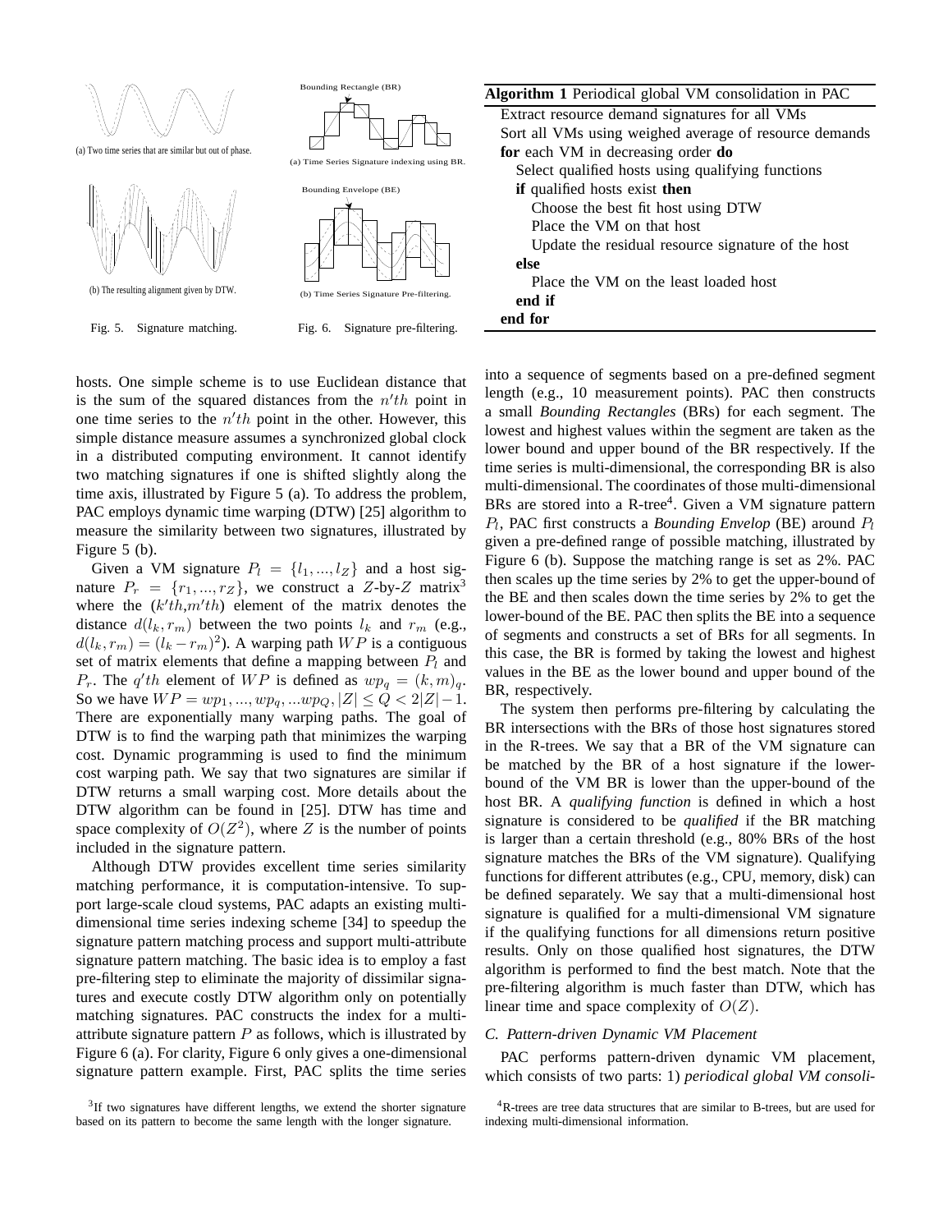(a) Two time series that are similar but out of phase.

(b) The resulting alignment given by DTW.

Fig. 5. Signature matching.

Bounding Rectangle (BR)

(a) Time Series Signature indexing using BR.

Bounding Envelope (BE)

(b) Time Series Signature Pre-filtering.

Fig. 6. Signature pre-filtering.

**Algorithm 1** Periodical global VM consolidation in PAC

```
Extract resource demand signatures for all VMs
Sort all VMs using weighed average of resource demands
for each VM in decreasing order do
  Select qualified hosts using qualifying functions
  if qualified hosts exist then
    Choose the best fit host using DTW
    Place the VM on that host
    Update the residual resource signature of the host
  else
    Place the VM on the least loaded host
  end if
end for
```

hosts. One simple scheme is to use Euclidean distance that is the sum of the squared distances from the $n'th$ point in one time series to the $n'th$ point in the other. However, this simple distance measure assumes a synchronized global clock in a distributed computing environment. It cannot identify two matching signatures if one is shifted slightly along the time axis, illustrated by Figure 5 (a). To address the problem, PAC employs dynamic time warping (DTW) [25] algorithm to measure the similarity between two signatures, illustrated by Figure 5 (b).

Given a VM signature $P_l = \{l_1, ..., l_Z\}$ and a host signature $P_r = \{r_1, ..., r_Z\}$, we construct a $Z$-by-$Z$ matrix[3] where the ($k'th$,$m'th$) element of the matrix denotes the distance $d(l_k, r_m)$ between the two points $l_k$ and $r_m$ (e.g., $d(l_k, r_m) = (l_k - r_m)^2$). A warping path $WP$ is a contiguous set of matrix elements that define a mapping between $P_l$ and $P_r$. The $q'th$ element of $WP$ is defined as $wp_q = (k, m)_q$. So we have $WP = wp_1, ..., wp_q, ...wp_Q, |Z| \leq Q < 2|Z| - 1$. There are exponentially many warping paths. The goal of DTW is to find the warping path that minimizes the warping cost. Dynamic programming is used to find the minimum cost warping path. We say that two signatures are similar if DTW returns a small warping cost. More details about the DTW algorithm can be found in [25]. DTW has time and space complexity of $O(Z^2)$, where $Z$ is the number of points included in the signature pattern.

Although DTW provides excellent time series similarity matching performance, it is computation-intensive. To support large-scale cloud systems, PAC adapts an existing multi-dimensional time series indexing scheme [34] to speedup the signature pattern matching process and support multi-attribute signature pattern matching. The basic idea is to employ a fast pre-filtering step to eliminate the majority of dissimilar signatures and execute costly DTW algorithm only on potentially matching signatures. PAC constructs the index for a multi-attribute signature pattern $P$ as follows, which is illustrated by Figure 6 (a). For clarity, Figure 6 only gives a one-dimensional signature pattern example. First, PAC splits the time series into a sequence of segments based on a pre-defined segment length (e.g., 10 measurement points). PAC then constructs a small *Bounding Rectangles* (BRs) for each segment. The lowest and highest values within the segment are taken as the lower bound and upper bound of the BR respectively. If the time series is multi-dimensional, the corresponding BR is also multi-dimensional. The coordinates of those multi-dimensional BRs are stored into a R-tree[4]. Given a VM signature pattern $P_l$, PAC first constructs a *Bounding Envelop* (BE) around $P_l$ given a pre-defined range of possible matching, illustrated by Figure 6 (b). Suppose the matching range is set as 2%. PAC then scales up the time series by 2% to get the upper-bound of the BE and then scales down the time series by 2% to get the lower-bound of the BE. PAC then splits the BE into a sequence of segments and constructs a set of BRs for all segments. In this case, the BR is formed by taking the lowest and highest values in the BE as the lower bound and upper bound of the BR, respectively.

The system then performs pre-filtering by calculating the BR intersections with the BRs of those host signatures stored in the R-trees. We say that a BR of the VM signature can be matched by the BR of a host signature if the lower-bound of the VM BR is lower than the upper-bound of the host BR. A *qualifying function* is defined in which a host signature is considered to be *qualified* if the BR matching is larger than a certain threshold (e.g., 80% BRs of the host signature matches the BRs of the VM signature). Qualifying functions for different attributes (e.g., CPU, memory, disk) can be defined separately. We say that a multi-dimensional host signature is qualified for a multi-dimensional VM signature if the qualifying functions for all dimensions return positive results. Only on those qualified host signatures, the DTW algorithm is performed to find the best match. Note that the pre-filtering algorithm is much faster than DTW, which has linear time and space complexity of $O(Z)$.

### C. Pattern-driven Dynamic VM Placement

PAC performs pattern-driven dynamic VM placement, which consists of two parts: 1) *periodical global VM consoli-*

[3] If two signatures have different lengths, we extend the shorter signature based on its pattern to become the same length with the longer signature.

[4] R-trees are tree data structures that are similar to B-trees, but are used for indexing multi-dimensional information.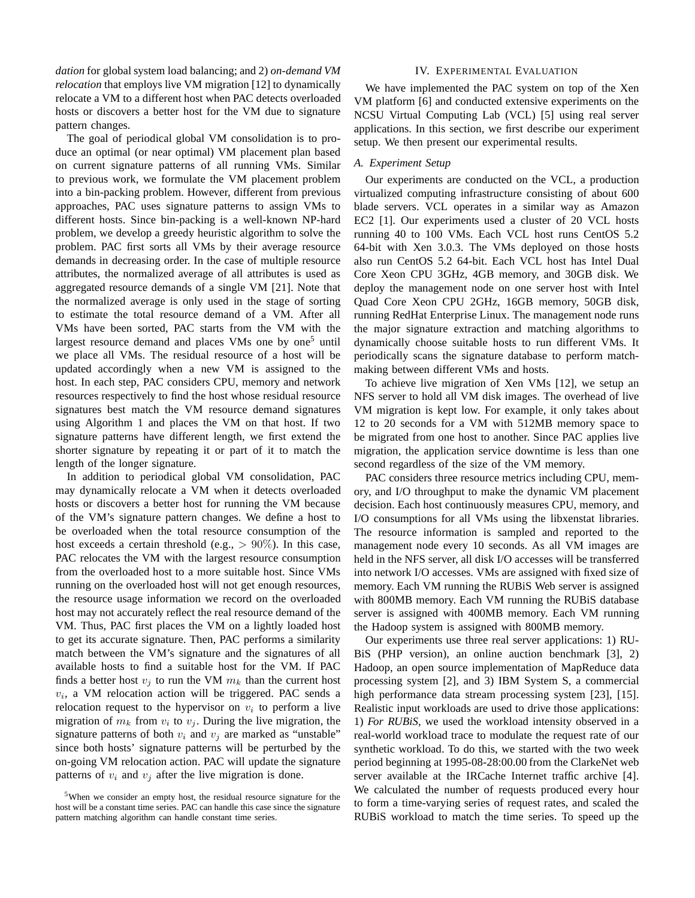*dation* for global system load balancing; and 2) *on-demand VM relocation* that employs live VM migration [12] to dynamically relocate a VM to a different host when PAC detects overloaded hosts or discovers a better host for the VM due to signature pattern changes.

The goal of periodical global VM consolidation is to produce an optimal (or near optimal) VM placement plan based on current signature patterns of all running VMs. Similar to previous work, we formulate the VM placement problem into a bin-packing problem. However, different from previous approaches, PAC uses signature patterns to assign VMs to different hosts. Since bin-packing is a well-known NP-hard problem, we develop a greedy heuristic algorithm to solve the problem. PAC first sorts all VMs by their average resource demands in decreasing order. In the case of multiple resource attributes, the normalized average of all attributes is used as aggregated resource demands of a single VM [21]. Note that the normalized average is only used in the stage of sorting to estimate the total resource demand of a VM. After all VMs have been sorted, PAC starts from the VM with the largest resource demand and places VMs one by one[5] until we place all VMs. The residual resource of a host will be updated accordingly when a new VM is assigned to the host. In each step, PAC considers CPU, memory and network resources respectively to find the host whose residual resource signatures best match the VM resource demand signatures using Algorithm 1 and places the VM on that host. If two signature patterns have different length, we first extend the shorter signature by repeating it or part of it to match the length of the longer signature.

In addition to periodical global VM consolidation, PAC may dynamically relocate a VM when it detects overloaded hosts or discovers a better host for running the VM because of the VM's signature pattern changes. We define a host to be overloaded when the total resource consumption of the host exceeds a certain threshold (e.g., $> 90\%$). In this case, PAC relocates the VM with the largest resource consumption from the overloaded host to a more suitable host. Since VMs running on the overloaded host will not get enough resources, the resource usage information we record on the overloaded host may not accurately reflect the real resource demand of the VM. Thus, PAC first places the VM on a lightly loaded host to get its accurate signature. Then, PAC performs a similarity match between the VM's signature and the signatures of all available hosts to find a suitable host for the VM. If PAC finds a better host $v_j$ to run the VM $m_k$ than the current host $v_i$, a VM relocation action will be triggered. PAC sends a relocation request to the hypervisor on $v_i$ to perform a live migration of $m_k$ from $v_i$ to $v_j$. During the live migration, the signature patterns of both $v_i$ and $v_j$ are marked as "unstable" since both hosts' signature patterns will be perturbed by the on-going VM relocation action. PAC will update the signature patterns of $v_i$ and $v_j$ after the live migration is done.

[5]When we consider an empty host, the residual resource signature for the host will be a constant time series. PAC can handle this case since the signature pattern matching algorithm can handle constant time series.

## IV. Experimental Evaluation

We have implemented the PAC system on top of the Xen VM platform [6] and conducted extensive experiments on the NCSU Virtual Computing Lab (VCL) [5] using real server applications. In this section, we first describe our experiment setup. We then present our experimental results.

### A. Experiment Setup

Our experiments are conducted on the VCL, a production virtualized computing infrastructure consisting of about 600 blade servers. VCL operates in a similar way as Amazon EC2 [1]. Our experiments used a cluster of 20 VCL hosts running 40 to 100 VMs. Each VCL host runs CentOS 5.2 64-bit with Xen 3.0.3. The VMs deployed on those hosts also run CentOS 5.2 64-bit. Each VCL host has Intel Dual Core Xeon CPU 3GHz, 4GB memory, and 30GB disk. We deploy the management node on one server host with Intel Quad Core Xeon CPU 2GHz, 16GB memory, 50GB disk, running RedHat Enterprise Linux. The management node runs the major signature extraction and matching algorithms to dynamically choose suitable hosts to run different VMs. It periodically scans the signature database to perform match-making between different VMs and hosts.

To achieve live migration of Xen VMs [12], we setup an NFS server to hold all VM disk images. The overhead of live VM migration is kept low. For example, it only takes about 12 to 20 seconds for a VM with 512MB memory space to be migrated from one host to another. Since PAC applies live migration, the application service downtime is less than one second regardless of the size of the VM memory.

PAC considers three resource metrics including CPU, memory, and I/O throughput to make the dynamic VM placement decision. Each host continuously measures CPU, memory, and I/O consumptions for all VMs using the libxenstat libraries. The resource information is sampled and reported to the management node every 10 seconds. As all VM images are held in the NFS server, all disk I/O accesses will be transferred into network I/O accesses. VMs are assigned with fixed size of memory. Each VM running the RUBiS Web server is assigned with 800MB memory. Each VM running the RUBiS database server is assigned with 400MB memory. Each VM running the Hadoop system is assigned with 800MB memory.

Our experiments use three real server applications: 1) RUBiS (PHP version), an online auction benchmark [3], 2) Hadoop, an open source implementation of MapReduce data processing system [2], and 3) IBM System S, a commercial high performance data stream processing system [23], [15]. Realistic input workloads are used to drive those applications: 1) *For RUBiS*, we used the workload intensity observed in a real-world workload trace to modulate the request rate of our synthetic workload. To do this, we started with the two week period beginning at 1995-08-28:00.00 from the ClarkeNet web server available at the IRCache Internet traffic archive [4]. We calculated the number of requests produced every hour to form a time-varying series of request rates, and scaled the RUBiS workload to match the time series. To speed up the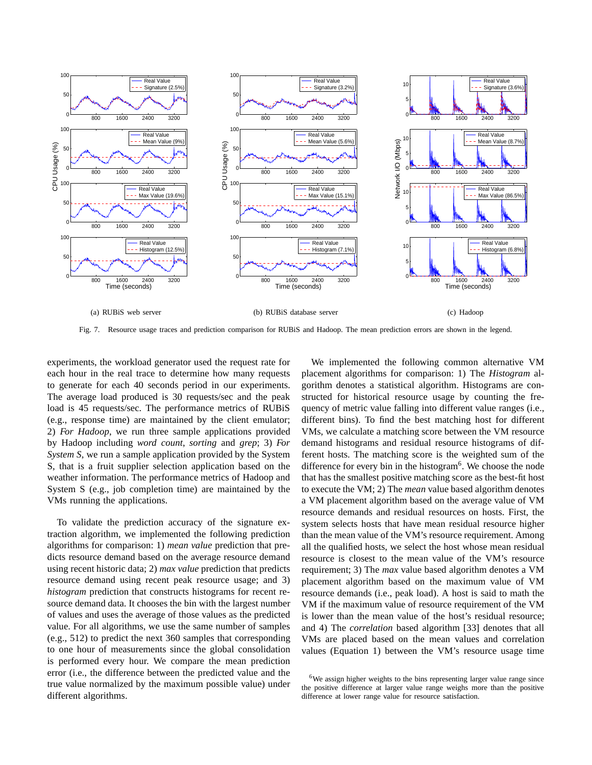Fig. 7. Resource usage traces and prediction comparison for RUBiS and Hadoop. The mean prediction errors are shown in the legend.

(a) RUBiS web server

(b) RUBiS database server

(c) Hadoop

experiments, the workload generator used the request rate for each hour in the real trace to determine how many requests to generate for each 40 seconds period in our experiments. The average load produced is 30 requests/sec and the peak load is 45 requests/sec. The performance metrics of RUBiS (e.g., response time) are maintained by the client emulator; 2) *For Hadoop*, we run three sample applications provided by Hadoop including *word count*, *sorting* and *grep*; 3) *For System S*, we run a sample application provided by the System S, that is a fruit supplier selection application based on the weather information. The performance metrics of Hadoop and System S (e.g., job completion time) are maintained by the VMs running the applications.

To validate the prediction accuracy of the signature extraction algorithm, we implemented the following prediction algorithms for comparison: 1) *mean value* prediction that predicts resource demand based on the average resource demand using recent historic data; 2) *max value* prediction that predicts resource demand using recent peak resource usage; and 3) *histogram* prediction that constructs histograms for recent resource demand data. It chooses the bin with the largest number of values and uses the average of those values as the predicted value. For all algorithms, we use the same number of samples (e.g., 512) to predict the next 360 samples that corresponding to one hour of measurements since the global consolidation is performed every hour. We compare the mean prediction error (i.e., the difference between the predicted value and the true value normalized by the maximum possible value) under different algorithms.

We implemented the following common alternative VM placement algorithms for comparison: 1) The *Histogram* algorithm denotes a statistical algorithm. Histograms are constructed for historical resource usage by counting the frequency of metric value falling into different value ranges (i.e., different bins). To find the best matching host for different VMs, we calculate a matching score between the VM resource demand histograms and residual resource histograms of different hosts. The matching score is the weighted sum of the difference for every bin in the histogram[6]. We choose the node that has the smallest positive matching score as the best-fit host to execute the VM; 2) The *mean* value based algorithm denotes a VM placement algorithm based on the average value of VM resource demands and residual resources on hosts. First, the system selects hosts that have mean residual resource higher than the mean value of the VM's resource requirement. Among all the qualified hosts, we select the host whose mean residual resource is closest to the mean value of the VM's resource requirement; 3) The *max* value based algorithm denotes a VM placement algorithm based on the maximum value of VM resource demands (i.e., peak load). A host is said to math the VM if the maximum value of resource requirement of the VM is lower than the mean value of the host's residual resource; and 4) The *correlation* based algorithm [33] denotes that all VMs are placed based on the mean values and correlation values (Equation 1) between the VM's resource usage time

[6]We assign higher weights to the bins representing larger value range since the positive difference at larger value range weighs more than the positive difference at lower range value for resource satisfaction.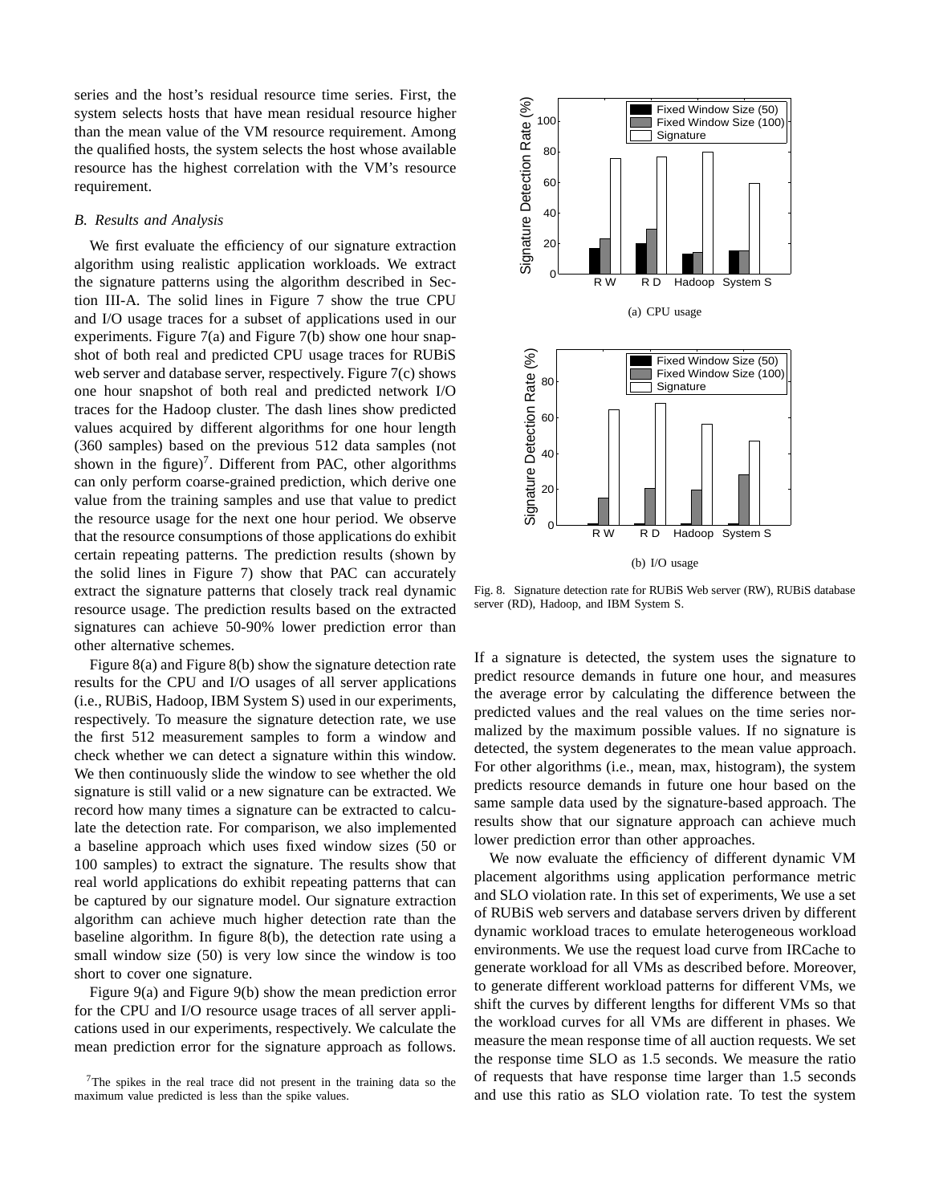series and the host's residual resource time series. First, the system selects hosts that have mean residual resource higher than the mean value of the VM resource requirement. Among the qualified hosts, the system selects the host whose available resource has the highest correlation with the VM's resource requirement.

### *B. Results and Analysis*

We first evaluate the efficiency of our signature extraction algorithm using realistic application workloads. We extract the signature patterns using the algorithm described in Section III-A. The solid lines in Figure 7 show the true CPU and I/O usage traces for a subset of applications used in our experiments. Figure 7(a) and Figure 7(b) show one hour snapshot of both real and predicted CPU usage traces for RUBiS web server and database server, respectively. Figure 7(c) shows one hour snapshot of both real and predicted network I/O traces for the Hadoop cluster. The dash lines show predicted values acquired by different algorithms for one hour length (360 samples) based on the previous 512 data samples (not shown in the figure)[7]. Different from PAC, other algorithms can only perform coarse-grained prediction, which derive one value from the training samples and use that value to predict the resource usage for the next one hour period. We observe that the resource consumptions of those applications do exhibit certain repeating patterns. The prediction results (shown by the solid lines in Figure 7) show that PAC can accurately extract the signature patterns that closely track real dynamic resource usage. The prediction results based on the extracted signatures can achieve 50-90% lower prediction error than other alternative schemes.

Figure 8(a) and Figure 8(b) show the signature detection rate results for the CPU and I/O usages of all server applications (i.e., RUBiS, Hadoop, IBM System S) used in our experiments, respectively. To measure the signature detection rate, we use the first 512 measurement samples to form a window and check whether we can detect a signature within this window. We then continuously slide the window to see whether the old signature is still valid or a new signature can be extracted. We record how many times a signature can be extracted to calculate the detection rate. For comparison, we also implemented a baseline approach which uses fixed window sizes (50 or 100 samples) to extract the signature. The results show that real world applications do exhibit repeating patterns that can be captured by our signature model. Our signature extraction algorithm can achieve much higher detection rate than the baseline algorithm. In figure 8(b), the detection rate using a small window size (50) is very low since the window is too short to cover one signature.

Figure 9(a) and Figure 9(b) show the mean prediction error for the CPU and I/O resource usage traces of all server applications used in our experiments, respectively. We calculate the mean prediction error for the signature approach as follows.

[7]The spikes in the real trace did not present in the training data so the maximum value predicted is less than the spike values.

Signature Detection Rate (%)
Fixed Window Size (50)
Fixed Window Size (100)
Signature
0 20 40 60 80 100
R W R D Hadoop System S

(a) CPU usage

Signature Detection Rate (%)
Fixed Window Size (50)
Fixed Window Size (100)
Signature
0 20 40 60 80
R W R D Hadoop System S

(b) I/O usage

Fig. 8. Signature detection rate for RUBiS Web server (RW), RUBiS database server (RD), Hadoop, and IBM System S.

If a signature is detected, the system uses the signature to predict resource demands in future one hour, and measures the average error by calculating the difference between the predicted values and the real values on the time series normalized by the maximum possible values. If no signature is detected, the system degenerates to the mean value approach. For other algorithms (i.e., mean, max, histogram), the system predicts resource demands in future one hour based on the same sample data used by the signature-based approach. The results show that our signature approach can achieve much lower prediction error than other approaches.

We now evaluate the efficiency of different dynamic VM placement algorithms using application performance metric and SLO violation rate. In this set of experiments, We use a set of RUBiS web servers and database servers driven by different dynamic workload traces to emulate heterogeneous workload environments. We use the request load curve from IRCache to generate workload for all VMs as described before. Moreover, to generate different workload patterns for different VMs, we shift the curves by different lengths for different VMs so that the workload curves for all VMs are different in phases. We measure the mean response time of all auction requests. We set the response time SLO as 1.5 seconds. We measure the ratio of requests that have response time larger than 1.5 seconds and use this ratio as SLO violation rate. To test the system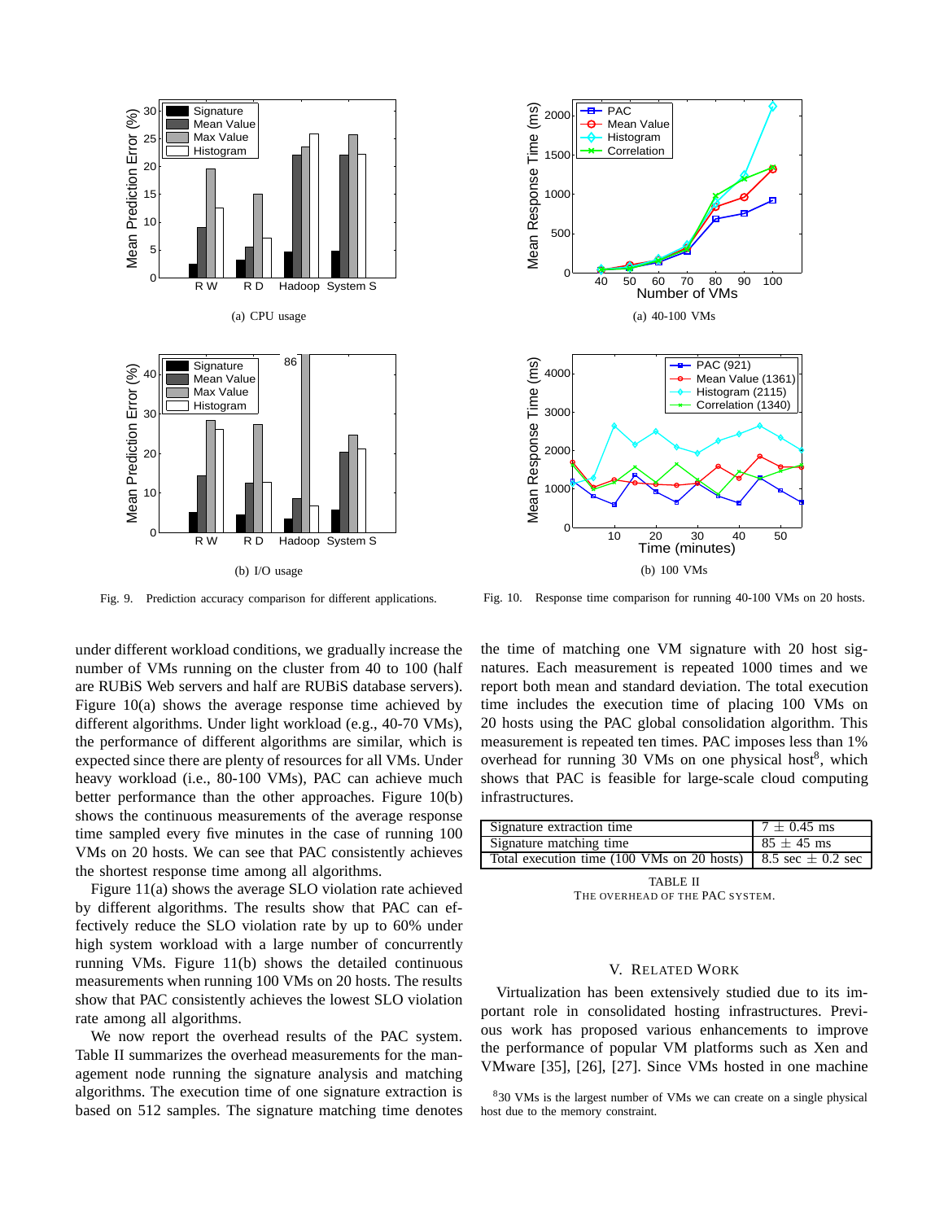(a) CPU usage

(b) I/O usage

Fig. 9. Prediction accuracy comparison for different applications.

(a) 40-100 VMs

(b) 100 VMs

Fig. 10. Response time comparison for running 40-100 VMs on 20 hosts.

under different workload conditions, we gradually increase the number of VMs running on the cluster from 40 to 100 (half are RUBiS Web servers and half are RUBiS database servers). Figure 10(a) shows the average response time achieved by different algorithms. Under light workload (e.g., 40-70 VMs), the performance of different algorithms are similar, which is expected since there are plenty of resources for all VMs. Under heavy workload (i.e., 80-100 VMs), PAC can achieve much better performance than the other approaches. Figure 10(b) shows the continuous measurements of the average response time sampled every five minutes in the case of running 100 VMs on 20 hosts. We can see that PAC consistently achieves the shortest response time among all algorithms.

Figure 11(a) shows the average SLO violation rate achieved by different algorithms. The results show that PAC can effectively reduce the SLO violation rate by up to 60% under high system workload with a large number of concurrently running VMs. Figure 11(b) shows the detailed continuous measurements when running 100 VMs on 20 hosts. The results show that PAC consistently achieves the lowest SLO violation rate among all algorithms.

We now report the overhead results of the PAC system. Table II summarizes the overhead measurements for the management node running the signature analysis and matching algorithms. The execution time of one signature extraction is based on 512 samples. The signature matching time denotes the time of matching one VM signature with 20 host signatures. Each measurement is repeated 1000 times and we report both mean and standard deviation. The total execution time includes the execution time of placing 100 VMs on 20 hosts using the PAC global consolidation algorithm. This measurement is repeated ten times. PAC imposes less than 1% overhead for running 30 VMs on one physical host[8], which shows that PAC is feasible for large-scale cloud computing infrastructures.

| | |
|---|---|
| Signature extraction time | $7 \pm 0.45$ ms |
| Signature matching time | $85 \pm 45$ ms |
| Total execution time (100 VMs on 20 hosts) | $8.5$ sec $\pm$ $0.2$ sec |

TABLE II
THE OVERHEAD OF THE PAC SYSTEM.

## V. Related Work

Virtualization has been extensively studied due to its important role in consolidated hosting infrastructures. Previous work has proposed various enhancements to improve the performance of popular VM platforms such as Xen and VMware [35], [26], [27]. Since VMs hosted in one machine

[8] 30 VMs is the largest number of VMs we can create on a single physical host due to the memory constraint.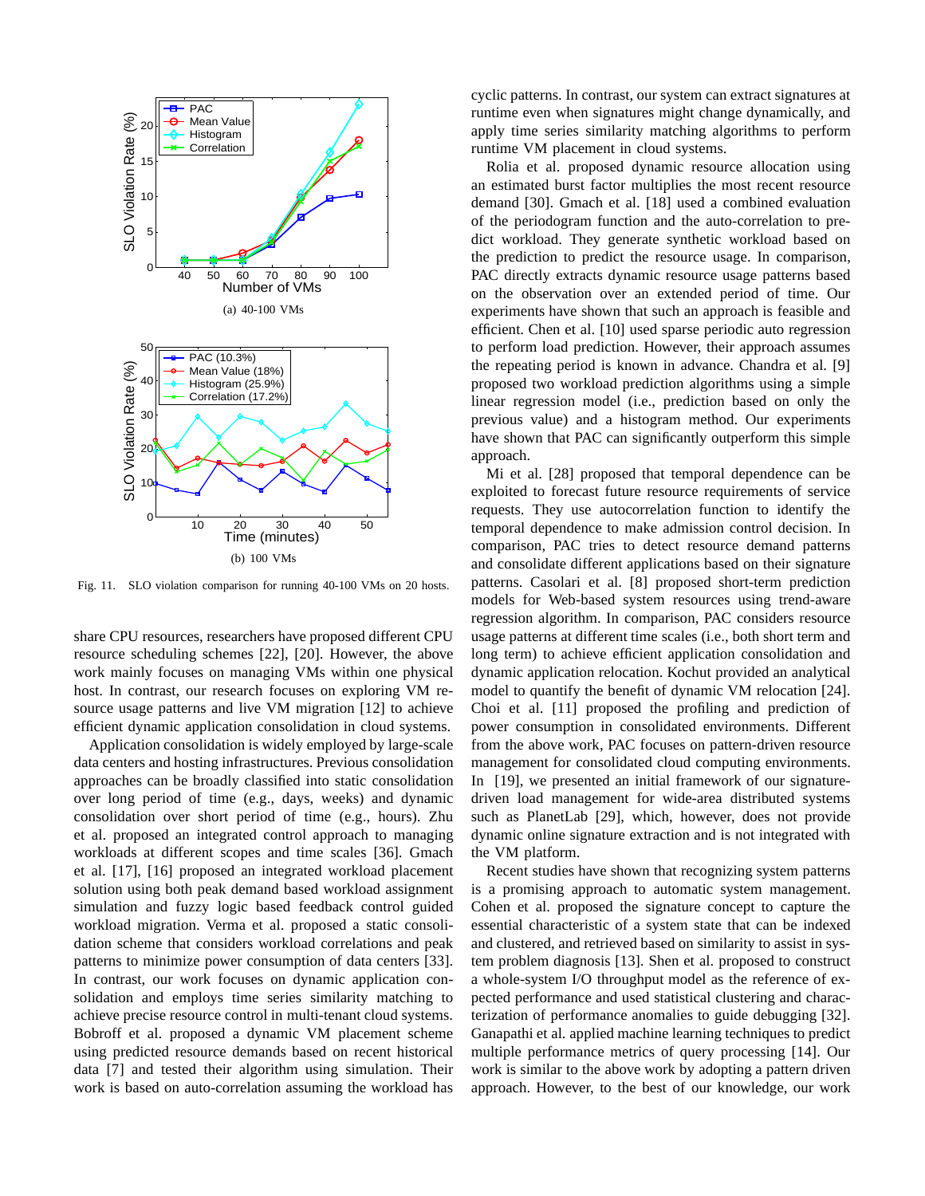(a) 40-100 VMs

(b) 100 VMs

Fig. 11. SLO violation comparison for running 40-100 VMs on 20 hosts.

share CPU resources, researchers have proposed different CPU resource scheduling schemes [22], [20]. However, the above work mainly focuses on managing VMs within one physical host. In contrast, our research focuses on exploring VM resource usage patterns and live VM migration [12] to achieve efficient dynamic application consolidation in cloud systems.

Application consolidation is widely employed by large-scale data centers and hosting infrastructures. Previous consolidation approaches can be broadly classified into static consolidation over long period of time (e.g., days, weeks) and dynamic consolidation over short period of time (e.g., hours). Zhu et al. proposed an integrated control approach to managing workloads at different scopes and time scales [36]. Gmach et al. [17], [16] proposed an integrated workload placement solution using both peak demand based workload assignment simulation and fuzzy logic based feedback control guided workload migration. Verma et al. proposed a static consolidation scheme that considers workload correlations and peak patterns to minimize power consumption of data centers [33]. In contrast, our work focuses on dynamic application consolidation and employs time series similarity matching to achieve precise resource control in multi-tenant cloud systems. Bobroff et al. proposed a dynamic VM placement scheme using predicted resource demands based on recent historical data [7] and tested their algorithm using simulation. Their work is based on auto-correlation assuming the workload has cyclic patterns. In contrast, our system can extract signatures at runtime even when signatures might change dynamically, and apply time series similarity matching algorithms to perform runtime VM placement in cloud systems.

Rolia et al. proposed dynamic resource allocation using an estimated burst factor multiplies the most recent resource demand [30]. Gmach et al. [18] used a combined evaluation of the periodogram function and the auto-correlation to predict workload. They generate synthetic workload based on the prediction to predict the resource usage. In comparison, PAC directly extracts dynamic resource usage patterns based on the observation over an extended period of time. Our experiments have shown that such an approach is feasible and efficient. Chen et al. [10] used sparse periodic auto regression to perform load prediction. However, their approach assumes the repeating period is known in advance. Chandra et al. [9] proposed two workload prediction algorithms using a simple linear regression model (i.e., prediction based on only the previous value) and a histogram method. Our experiments have shown that PAC can significantly outperform this simple approach.

Mi et al. [28] proposed that temporal dependence can be exploited to forecast future resource requirements of service requests. They use autocorrelation function to identify the temporal dependence to make admission control decision. In comparison, PAC tries to detect resource demand patterns and consolidate different applications based on their signature patterns. Casolari et al. [8] proposed short-term prediction models for Web-based system resources using trend-aware regression algorithm. In comparison, PAC considers resource usage patterns at different time scales (i.e., both short term and long term) to achieve efficient application consolidation and dynamic application relocation. Kochut provided an analytical model to quantify the benefit of dynamic VM relocation [24]. Choi et al. [11] proposed the profiling and prediction of power consumption in consolidated environments. Different from the above work, PAC focuses on pattern-driven resource management for consolidated cloud computing environments. In [19], we presented an initial framework of our signature-driven load management for wide-area distributed systems such as PlanetLab [29], which, however, does not provide dynamic online signature extraction and is not integrated with the VM platform.

Recent studies have shown that recognizing system patterns is a promising approach to automatic system management. Cohen et al. proposed the signature concept to capture the essential characteristic of a system state that can be indexed and clustered, and retrieved based on similarity to assist in system problem diagnosis [13]. Shen et al. proposed to construct a whole-system I/O throughput model as the reference of expected performance and used statistical clustering and characterization of performance anomalies to guide debugging [32]. Ganapathi et al. applied machine learning techniques to predict multiple performance metrics of query processing [14]. Our work is similar to the above work by adopting a pattern driven approach. However, to the best of our knowledge, our work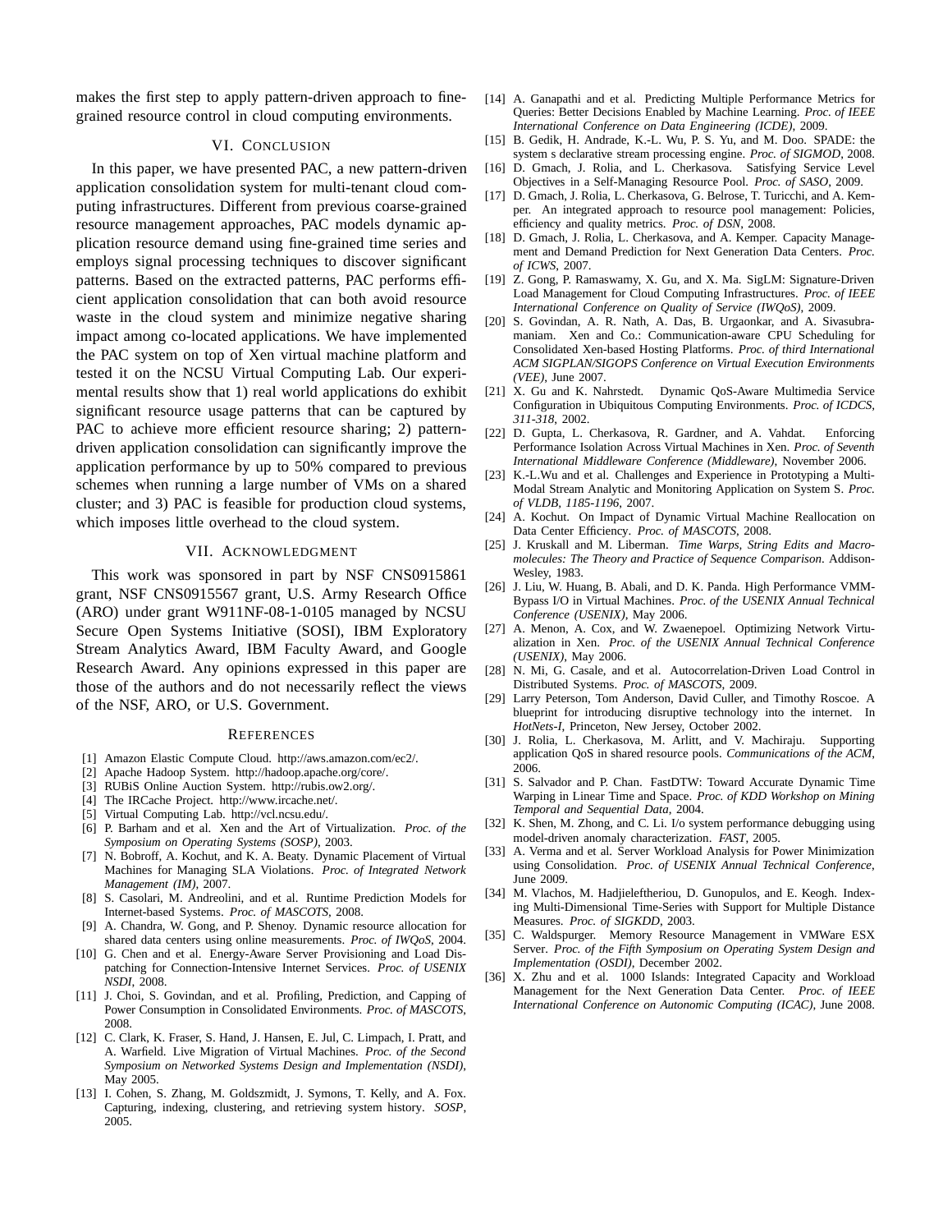makes the first step to apply pattern-driven approach to fine-grained resource control in cloud computing environments.

## VI. Conclusion

In this paper, we have presented PAC, a new pattern-driven application consolidation system for multi-tenant cloud computing infrastructures. Different from previous coarse-grained resource management approaches, PAC models dynamic application resource demand using fine-grained time series and employs signal processing techniques to discover significant patterns. Based on the extracted patterns, PAC performs efficient application consolidation that can both avoid resource waste in the cloud system and minimize negative sharing impact among co-located applications. We have implemented the PAC system on top of Xen virtual machine platform and tested it on the NCSU Virtual Computing Lab. Our experimental results show that 1) real world applications do exhibit significant resource usage patterns that can be captured by PAC to achieve more efficient resource sharing; 2) pattern-driven application consolidation can significantly improve the application performance by up to 50% compared to previous schemes when running a large number of VMs on a shared cluster; and 3) PAC is feasible for production cloud systems, which imposes little overhead to the cloud system.

## VII. Acknowledgment

This work was sponsored in part by NSF CNS0915861 grant, NSF CNS0915567 grant, U.S. Army Research Office (ARO) under grant W911NF-08-1-0105 managed by NCSU Secure Open Systems Initiative (SOSI), IBM Exploratory Stream Analytics Award, IBM Faculty Award, and Google Research Award. Any opinions expressed in this paper are those of the authors and do not necessarily reflect the views of the NSF, ARO, or U.S. Government.

## References

[1] Amazon Elastic Compute Cloud. http://aws.amazon.com/ec2/.

[2] Apache Hadoop System. http://hadoop.apache.org/core/.

[3] RUBiS Online Auction System. http://rubis.ow2.org/.

[4] The IRCache Project. http://www.ircache.net/.

[5] Virtual Computing Lab. http://vcl.ncsu.edu/.

[6] P. Barham and et al. Xen and the Art of Virtualization. *Proc. of the Symposium on Operating Systems (SOSP)*, 2003.

[7] N. Bobroff, A. Kochut, and K. A. Beaty. Dynamic Placement of Virtual Machines for Managing SLA Violations. *Proc. of Integrated Network Management (IM)*, 2007.

[8] S. Casolari, M. Andreolini, and et al. Runtime Prediction Models for Internet-based Systems. *Proc. of MASCOTS*, 2008.

[9] A. Chandra, W. Gong, and P. Shenoy. Dynamic resource allocation for shared data centers using online measurements. *Proc. of IWQoS*, 2004.

[10] G. Chen and et al. Energy-Aware Server Provisioning and Load Dispatching for Connection-Intensive Internet Services. *Proc. of USENIX NSDI*, 2008.

[11] J. Choi, S. Govindan, and et al. Profiling, Prediction, and Capping of Power Consumption in Consolidated Environments. *Proc. of MASCOTS*, 2008.

[12] C. Clark, K. Fraser, S. Hand, J. Hansen, E. Jul, C. Limpach, I. Pratt, and A. Warfield. Live Migration of Virtual Machines. *Proc. of the Second Symposium on Networked Systems Design and Implementation (NSDI)*, May 2005.

[13] I. Cohen, S. Zhang, M. Goldszmidt, J. Symons, T. Kelly, and A. Fox. Capturing, indexing, clustering, and retrieving system history. *SOSP*, 2005.

[14] A. Ganapathi and et al. Predicting Multiple Performance Metrics for Queries: Better Decisions Enabled by Machine Learning. *Proc. of IEEE International Conference on Data Engineering (ICDE)*, 2009.

[15] B. Gedik, H. Andrade, K.-L. Wu, P. S. Yu, and M. Doo. SPADE: the system s declarative stream processing engine. *Proc. of SIGMOD*, 2008.

[16] D. Gmach, J. Rolia, and L. Cherkasova. Satisfying Service Level Objectives in a Self-Managing Resource Pool. *Proc. of SASO*, 2009.

[17] D. Gmach, J. Rolia, L. Cherkasova, G. Belrose, T. Turicchi, and A. Kemper. An integrated approach to resource pool management: Policies, efficiency and quality metrics. *Proc. of DSN*, 2008.

[18] D. Gmach, J. Rolia, L. Cherkasova, and A. Kemper. Capacity Management and Demand Prediction for Next Generation Data Centers. *Proc. of ICWS*, 2007.

[19] Z. Gong, P. Ramaswamy, X. Gu, and X. Ma. SigLM: Signature-Driven Load Management for Cloud Computing Infrastructures. *Proc. of IEEE International Conference on Quality of Service (IWQoS)*, 2009.

[20] S. Govindan, A. R. Nath, A. Das, B. Urgaonkar, and A. Sivasubramaniam. Xen and Co.: Communication-aware CPU Scheduling for Consolidated Xen-based Hosting Platforms. *Proc. of third International ACM SIGPLAN/SIGOPS Conference on Virtual Execution Environments (VEE)*, June 2007.

[21] X. Gu and K. Nahrstedt. Dynamic QoS-Aware Multimedia Service Configuration in Ubiquitous Computing Environments. *Proc. of ICDCS, 311-318*, 2002.

[22] D. Gupta, L. Cherkasova, R. Gardner, and A. Vahdat. Enforcing Performance Isolation Across Virtual Machines in Xen. *Proc. of Seventh International Middleware Conference (Middleware)*, November 2006.

[23] K.-L.Wu and et al. Challenges and Experience in Prototyping a Multi-Modal Stream Analytic and Monitoring Application on System S. *Proc. of VLDB, 1185-1196*, 2007.

[24] A. Kochut. On Impact of Dynamic Virtual Machine Reallocation on Data Center Efficiency. *Proc. of MASCOTS*, 2008.

[25] J. Kruskall and M. Liberman. *Time Warps, String Edits and Macromolecules: The Theory and Practice of Sequence Comparison*. Addison-Wesley, 1983.

[26] J. Liu, W. Huang, B. Abali, and D. K. Panda. High Performance VMM-Bypass I/O in Virtual Machines. *Proc. of the USENIX Annual Technical Conference (USENIX)*, May 2006.

[27] A. Menon, A. Cox, and W. Zwaenepoel. Optimizing Network Virtualization in Xen. *Proc. of the USENIX Annual Technical Conference (USENIX)*, May 2006.

[28] N. Mi, G. Casale, and et al. Autocorrelation-Driven Load Control in Distributed Systems. *Proc. of MASCOTS*, 2009.

[29] Larry Peterson, Tom Anderson, David Culler, and Timothy Roscoe. A blueprint for introducing disruptive technology into the internet. In *HotNets-I*, Princeton, New Jersey, October 2002.

[30] J. Rolia, L. Cherkasova, M. Arlitt, and V. Machiraju. Supporting application QoS in shared resource pools. *Communications of the ACM*, 2006.

[31] S. Salvador and P. Chan. FastDTW: Toward Accurate Dynamic Time Warping in Linear Time and Space. *Proc. of KDD Workshop on Mining Temporal and Sequential Data*, 2004.

[32] K. Shen, M. Zhong, and C. Li. I/o system performance debugging using model-driven anomaly characterization. *FAST*, 2005.

[33] A. Verma and et al. Server Workload Analysis for Power Minimization using Consolidation. *Proc. of USENIX Annual Technical Conference*, June 2009.

[34] M. Vlachos, M. Hadjieleftheriou, D. Gunopulos, and E. Keogh. Indexing Multi-Dimensional Time-Series with Support for Multiple Distance Measures. *Proc. of SIGKDD*, 2003.

[35] C. Waldspurger. Memory Resource Management in VMWare ESX Server. *Proc. of the Fifth Symposium on Operating System Design and Implementation (OSDI)*, December 2002.

[36] X. Zhu and et al. 1000 Islands: Integrated Capacity and Workload Management for the Next Generation Data Center. *Proc. of IEEE International Conference on Autonomic Computing (ICAC)*, June 2008.